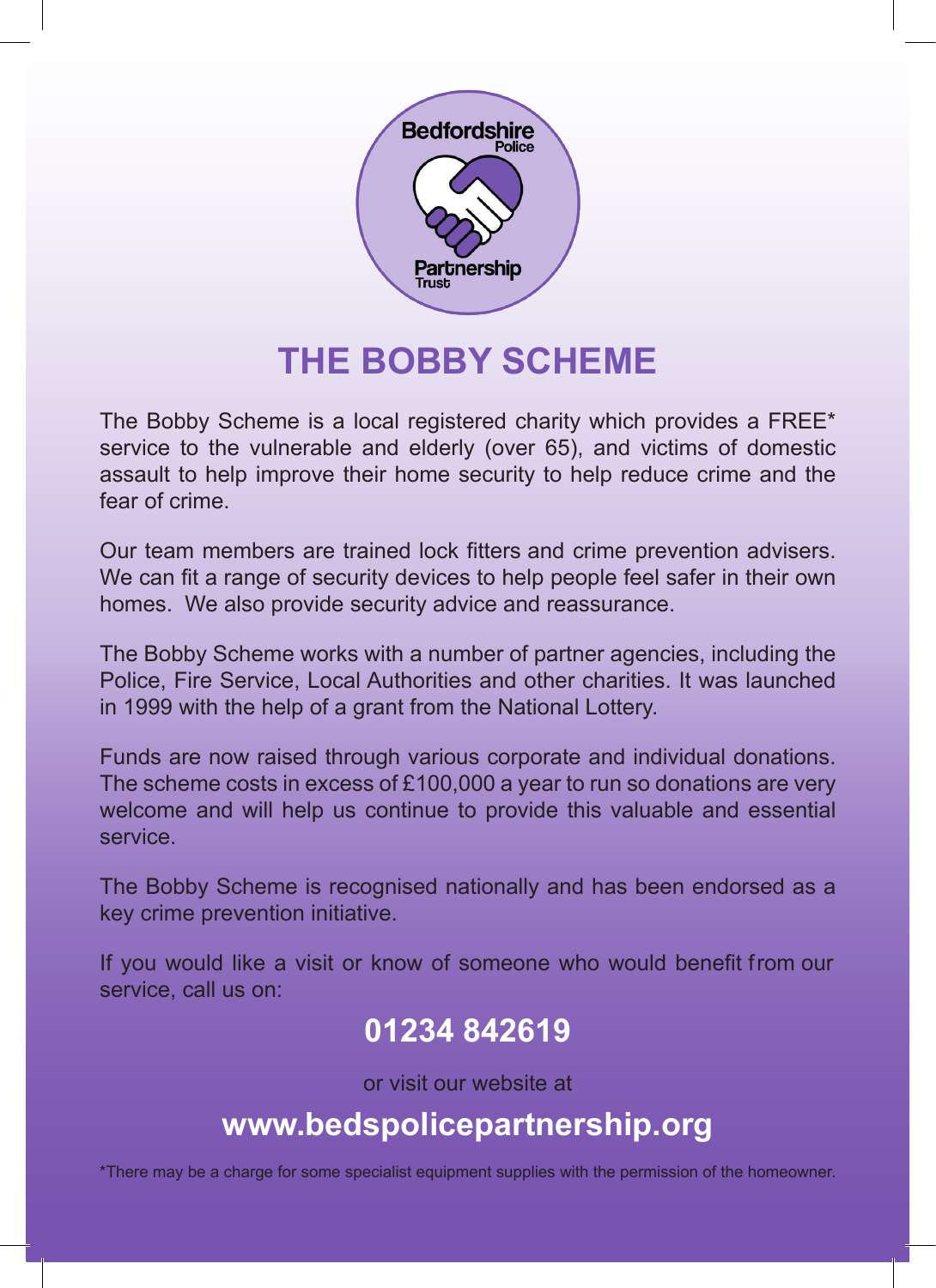Bedfordshire Police Partnership Trust

# THE BOBBY SCHEME

The Bobby Scheme is a local registered charity which provides a FREE* service to the vulnerable and elderly (over 65), and victims of domestic assault to help improve their home security to help reduce crime and the fear of crime.

Our team members are trained lock fitters and crime prevention advisers. We can fit a range of security devices to help people feel safer in their own homes. We also provide security advice and reassurance.

The Bobby Scheme works with a number of partner agencies, including the Police, Fire Service, Local Authorities and other charities. It was launched in 1999 with the help of a grant from the National Lottery.

Funds are now raised through various corporate and individual donations. The scheme costs in excess of £100,000 a year to run so donations are very welcome and will help us continue to provide this valuable and essential service.

The Bobby Scheme is recognised nationally and has been endorsed as a key crime prevention initiative.

If you would like a visit or know of someone who would benefit from our service, call us on:

## 01234 842619

or visit our website at

## www.bedspolicepartnership.org

*There may be a charge for some specialist equipment supplies with the permission of the homeowner.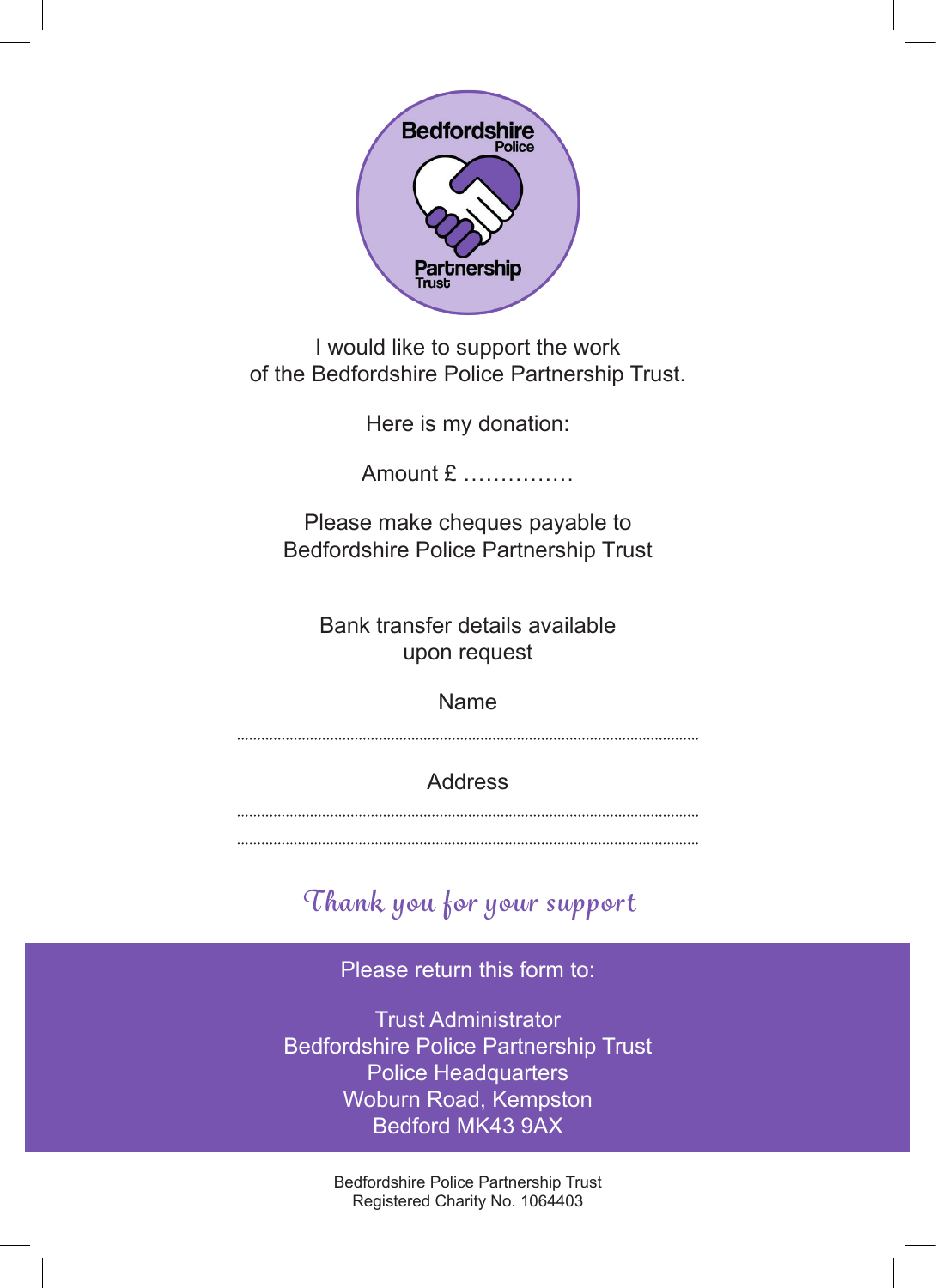Bedfordshire Police

Partnership Trust

I would like to support the work
of the Bedfordshire Police Partnership Trust.

Here is my donation:

Amount £ ……………

Please make cheques payable to
Bedfordshire Police Partnership Trust

Bank transfer details available
upon request

Name

…………………………………………………………………………………………

Address

…………………………………………………………………………………………

…………………………………………………………………………………………

*Thank you for your support*

Please return this form to:

Trust Administrator
Bedfordshire Police Partnership Trust
Police Headquarters
Woburn Road, Kempston
Bedford MK43 9AX

Bedfordshire Police Partnership Trust
Registered Charity No. 1064403